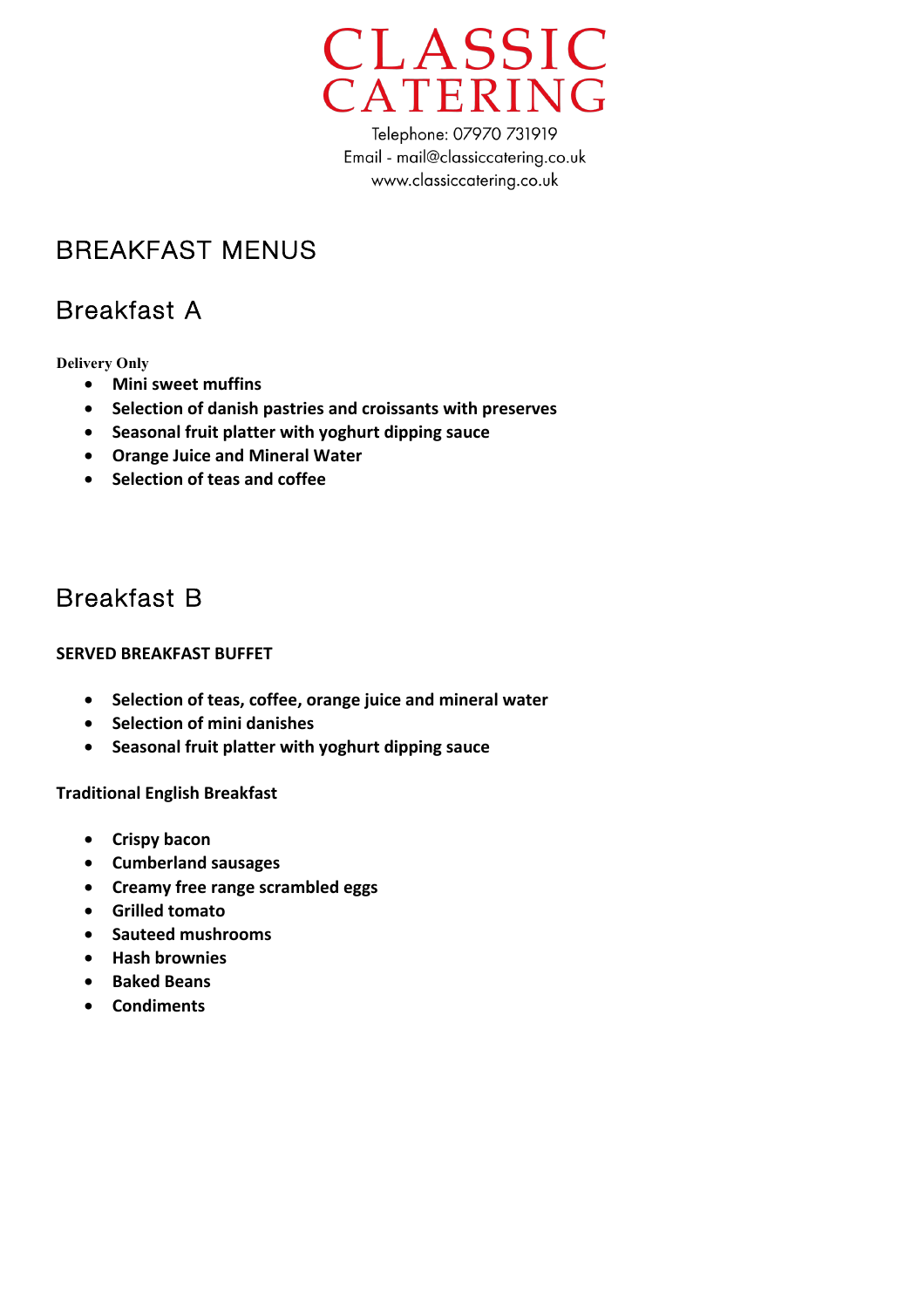# CLASSIC CATERING

Telephone: 07970 731919
Email - mail@classiccatering.co.uk
www.classiccatering.co.uk

## BREAKFAST MENUS

## Breakfast A

**Delivery Only**

- **Mini sweet muffins**
- **Selection of danish pastries and croissants with preserves**
- **Seasonal fruit platter with yoghurt dipping sauce**
- **Orange Juice and Mineral Water**
- **Selection of teas and coffee**

## Breakfast B

**SERVED BREAKFAST BUFFET**

- **Selection of teas, coffee, orange juice and mineral water**
- **Selection of mini danishes**
- **Seasonal fruit platter with yoghurt dipping sauce**

**Traditional English Breakfast**

- **Crispy bacon**
- **Cumberland sausages**
- **Creamy free range scrambled eggs**
- **Grilled tomato**
- **Sauteed mushrooms**
- **Hash brownies**
- **Baked Beans**
- **Condiments**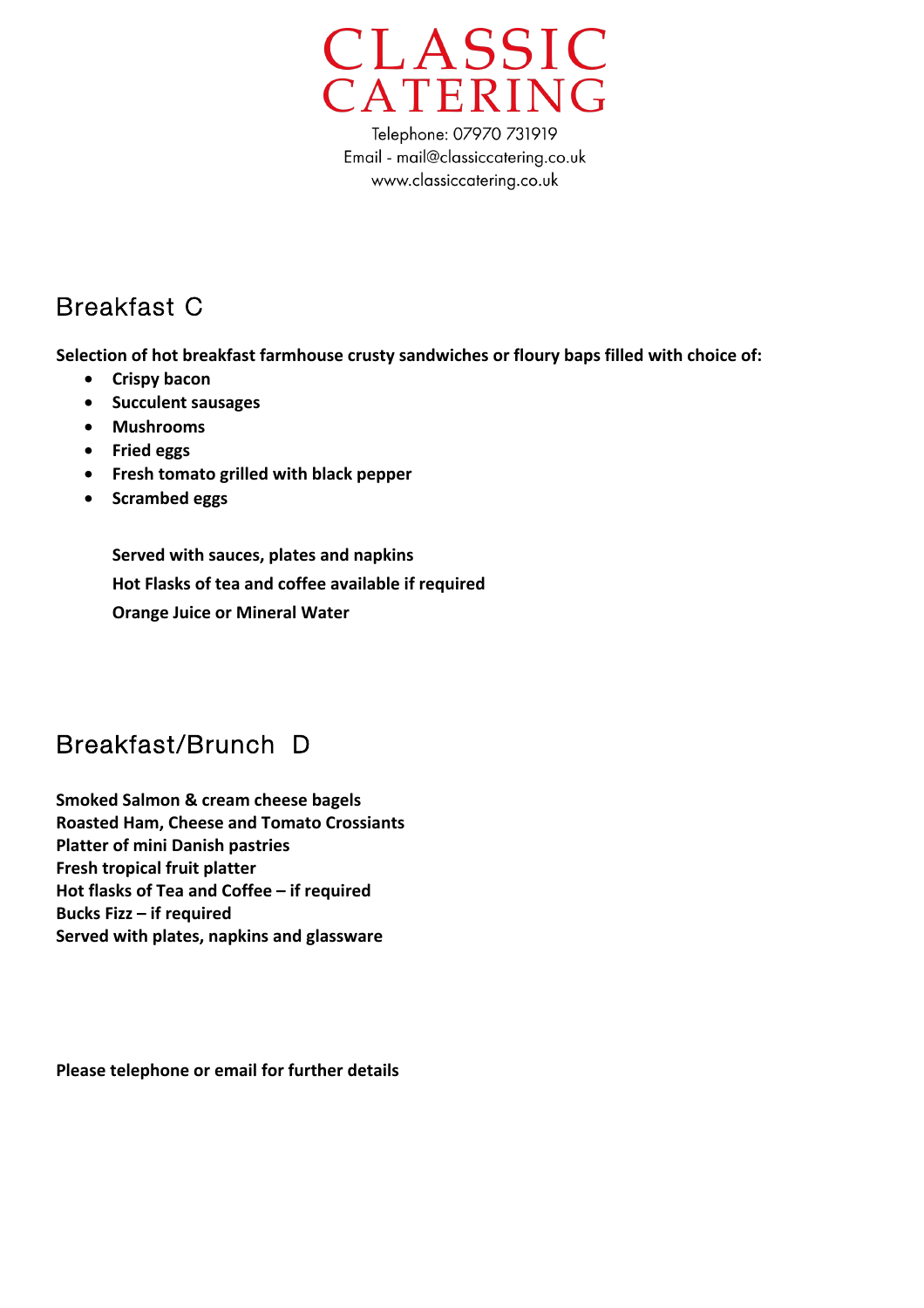# CLASSIC CATERING

Telephone: 07970 731919
Email - mail@classiccatering.co.uk
www.classiccatering.co.uk

## Breakfast C

**Selection of hot breakfast farmhouse crusty sandwiches or floury baps filled with choice of:**

- **Crispy bacon**
- **Succulent sausages**
- **Mushrooms**
- **Fried eggs**
- **Fresh tomato grilled with black pepper**
- **Scrambed eggs**

**Served with sauces, plates and napkins**

**Hot Flasks of tea and coffee available if required**

**Orange Juice or Mineral Water**

## Breakfast/Brunch D

**Smoked Salmon & cream cheese bagels**
**Roasted Ham, Cheese and Tomato Crossiants**
**Platter of mini Danish pastries**
**Fresh tropical fruit platter**
**Hot flasks of Tea and Coffee – if required**
**Bucks Fizz – if required**
**Served with plates, napkins and glassware**

**Please telephone or email for further details**